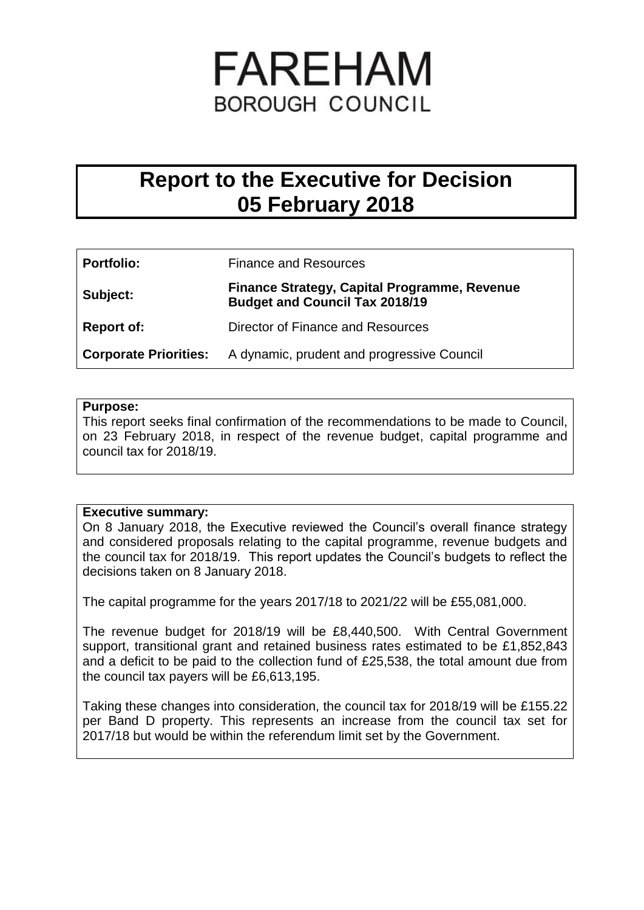# FAREHAM
BOROUGH COUNCIL

## Report to the Executive for Decision
## 05 February 2018

| | |
|---|---|
| **Portfolio:** | Finance and Resources |
| **Subject:** | **Finance Strategy, Capital Programme, Revenue Budget and Council Tax 2018/19** |
| **Report of:** | Director of Finance and Resources |
| **Corporate Priorities:** | A dynamic, prudent and progressive Council |

**Purpose:**

This report seeks final confirmation of the recommendations to be made to Council, on 23 February 2018, in respect of the revenue budget, capital programme and council tax for 2018/19.

**Executive summary:**

On 8 January 2018, the Executive reviewed the Council's overall finance strategy and considered proposals relating to the capital programme, revenue budgets and the council tax for 2018/19. This report updates the Council's budgets to reflect the decisions taken on 8 January 2018.

The capital programme for the years 2017/18 to 2021/22 will be £55,081,000.

The revenue budget for 2018/19 will be £8,440,500. With Central Government support, transitional grant and retained business rates estimated to be £1,852,843 and a deficit to be paid to the collection fund of £25,538, the total amount due from the council tax payers will be £6,613,195.

Taking these changes into consideration, the council tax for 2018/19 will be £155.22 per Band D property. This represents an increase from the council tax set for 2017/18 but would be within the referendum limit set by the Government.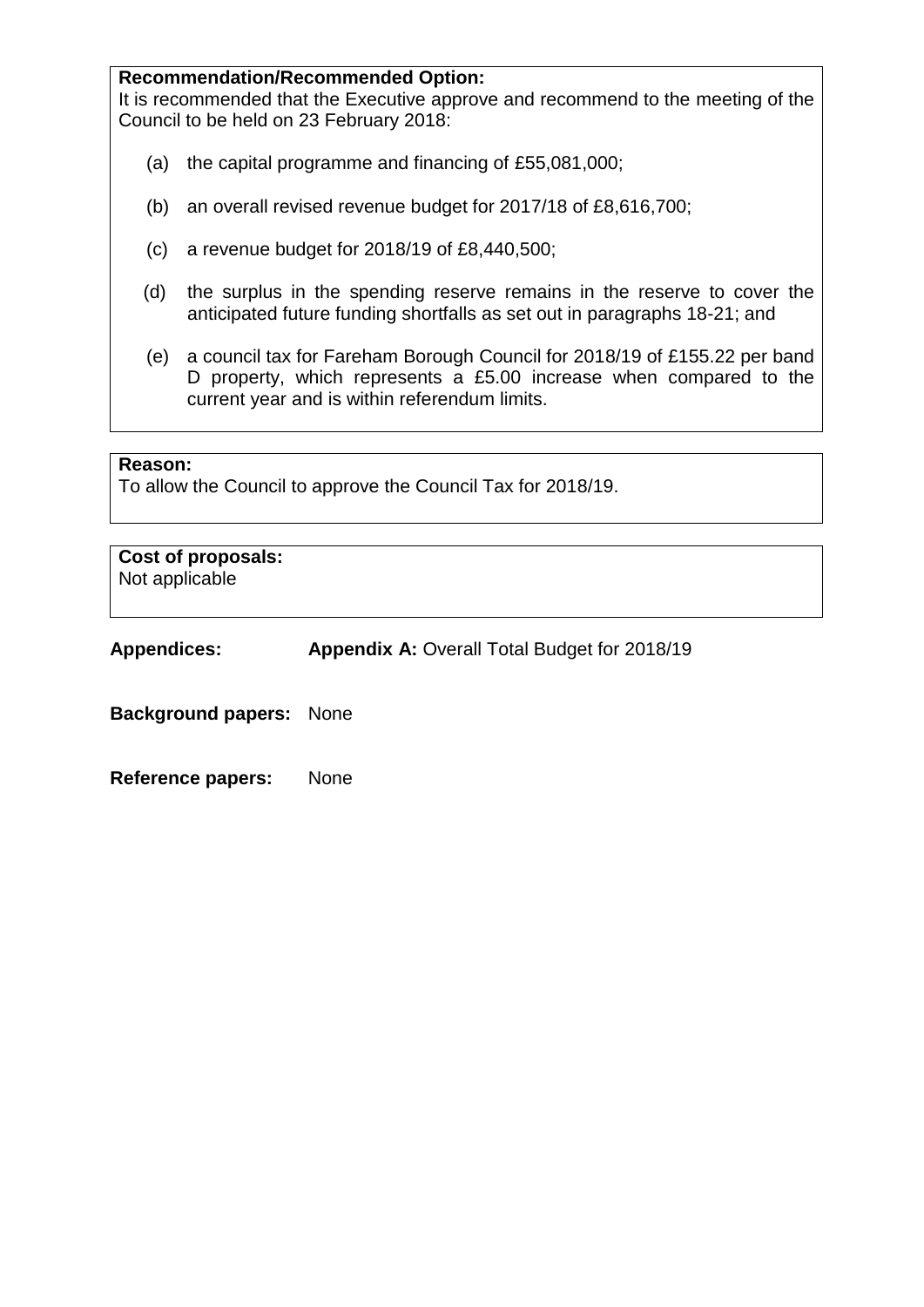**Recommendation/Recommended Option:**

It is recommended that the Executive approve and recommend to the meeting of the Council to be held on 23 February 2018:

(a) the capital programme and financing of £55,081,000;

(b) an overall revised revenue budget for 2017/18 of £8,616,700;

(c) a revenue budget for 2018/19 of £8,440,500;

(d) the surplus in the spending reserve remains in the reserve to cover the anticipated future funding shortfalls as set out in paragraphs 18-21; and

(e) a council tax for Fareham Borough Council for 2018/19 of £155.22 per band D property, which represents a £5.00 increase when compared to the current year and is within referendum limits.

**Reason:**

To allow the Council to approve the Council Tax for 2018/19.

**Cost of proposals:**

Not applicable

**Appendices:** **Appendix A:** Overall Total Budget for 2018/19

**Background papers:** None

**Reference papers:** None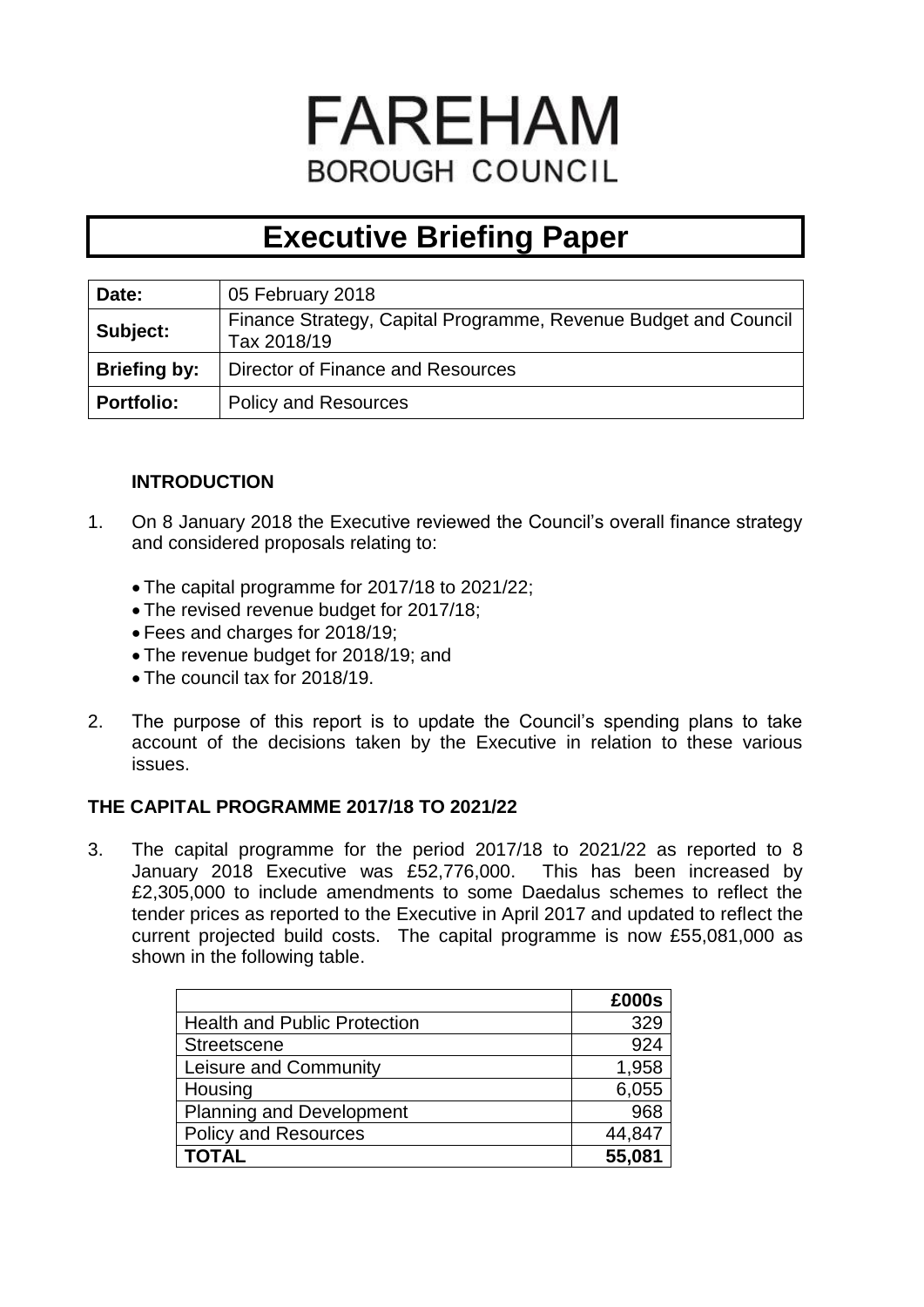# FAREHAM
## BOROUGH COUNCIL

# Executive Briefing Paper

| | |
|---|---|
| **Date:** | 05 February 2018 |
| **Subject:** | Finance Strategy, Capital Programme, Revenue Budget and Council Tax 2018/19 |
| **Briefing by:** | Director of Finance and Resources |
| **Portfolio:** | Policy and Resources |

### INTRODUCTION

1. On 8 January 2018 the Executive reviewed the Council's overall finance strategy and considered proposals relating to:

   - The capital programme for 2017/18 to 2021/22;
   - The revised revenue budget for 2017/18;
   - Fees and charges for 2018/19;
   - The revenue budget for 2018/19; and
   - The council tax for 2018/19.

2. The purpose of this report is to update the Council's spending plans to take account of the decisions taken by the Executive in relation to these various issues.

### THE CAPITAL PROGRAMME 2017/18 TO 2021/22

3. The capital programme for the period 2017/18 to 2021/22 as reported to 8 January 2018 Executive was £52,776,000. This has been increased by £2,305,000 to include amendments to some Daedalus schemes to reflect the tender prices as reported to the Executive in April 2017 and updated to reflect the current projected build costs. The capital programme is now £55,081,000 as shown in the following table.

| | **£000s** |
|---|---:|
| Health and Public Protection | 329 |
| Streetscene | 924 |
| Leisure and Community | 1,958 |
| Housing | 6,055 |
| Planning and Development | 968 |
| Policy and Resources | 44,847 |
| **TOTAL** | **55,081** |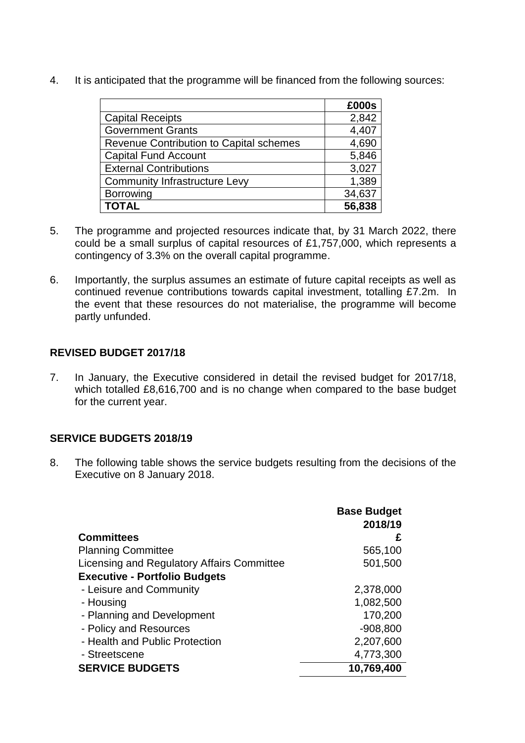4. It is anticipated that the programme will be financed from the following sources:

| | £000s |
|---|---|
| Capital Receipts | 2,842 |
| Government Grants | 4,407 |
| Revenue Contribution to Capital schemes | 4,690 |
| Capital Fund Account | 5,846 |
| External Contributions | 3,027 |
| Community Infrastructure Levy | 1,389 |
| Borrowing | 34,637 |
| **TOTAL** | **56,838** |

5. The programme and projected resources indicate that, by 31 March 2022, there could be a small surplus of capital resources of £1,757,000, which represents a contingency of 3.3% on the overall capital programme.

6. Importantly, the surplus assumes an estimate of future capital receipts as well as continued revenue contributions towards capital investment, totalling £7.2m. In the event that these resources do not materialise, the programme will become partly unfunded.

## REVISED BUDGET 2017/18

7. In January, the Executive considered in detail the revised budget for 2017/18, which totalled £8,616,700 and is no change when compared to the base budget for the current year.

## SERVICE BUDGETS 2018/19

8. The following table shows the service budgets resulting from the decisions of the Executive on 8 January 2018.

| | Base Budget 2018/19 |
|---|---|
| **Committees** | **£** |
| Planning Committee | 565,100 |
| Licensing and Regulatory Affairs Committee | 501,500 |
| **Executive - Portfolio Budgets** | |
| - Leisure and Community | 2,378,000 |
| - Housing | 1,082,500 |
| - Planning and Development | 170,200 |
| - Policy and Resources | -908,800 |
| - Health and Public Protection | 2,207,600 |
| - Streetscene | 4,773,300 |
| **SERVICE BUDGETS** | **10,769,400** |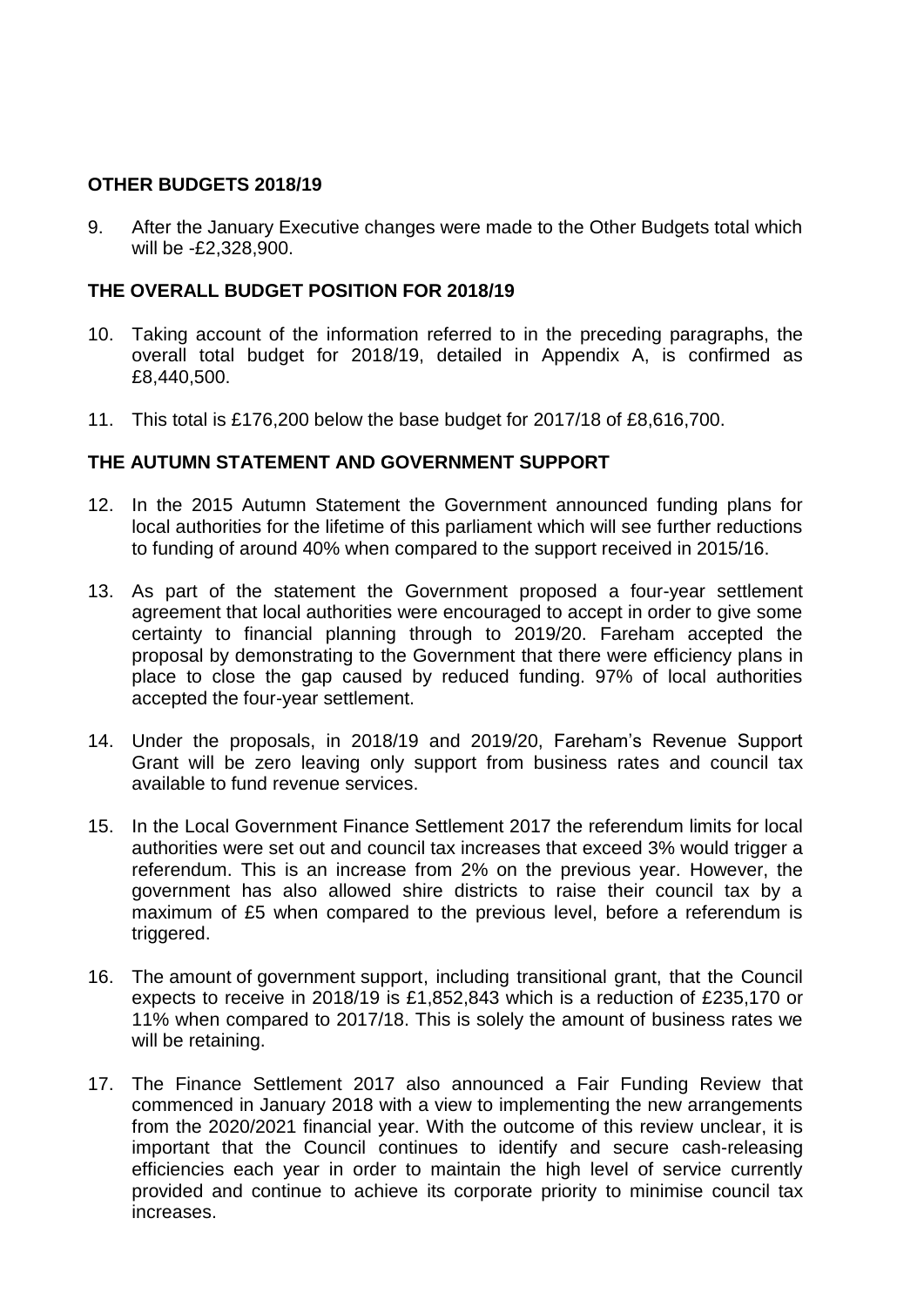## OTHER BUDGETS 2018/19

9. After the January Executive changes were made to the Other Budgets total which will be -£2,328,900.

## THE OVERALL BUDGET POSITION FOR 2018/19

10. Taking account of the information referred to in the preceding paragraphs, the overall total budget for 2018/19, detailed in Appendix A, is confirmed as £8,440,500.

11. This total is £176,200 below the base budget for 2017/18 of £8,616,700.

## THE AUTUMN STATEMENT AND GOVERNMENT SUPPORT

12. In the 2015 Autumn Statement the Government announced funding plans for local authorities for the lifetime of this parliament which will see further reductions to funding of around 40% when compared to the support received in 2015/16.

13. As part of the statement the Government proposed a four-year settlement agreement that local authorities were encouraged to accept in order to give some certainty to financial planning through to 2019/20. Fareham accepted the proposal by demonstrating to the Government that there were efficiency plans in place to close the gap caused by reduced funding. 97% of local authorities accepted the four-year settlement.

14. Under the proposals, in 2018/19 and 2019/20, Fareham's Revenue Support Grant will be zero leaving only support from business rates and council tax available to fund revenue services.

15. In the Local Government Finance Settlement 2017 the referendum limits for local authorities were set out and council tax increases that exceed 3% would trigger a referendum. This is an increase from 2% on the previous year. However, the government has also allowed shire districts to raise their council tax by a maximum of £5 when compared to the previous level, before a referendum is triggered.

16. The amount of government support, including transitional grant, that the Council expects to receive in 2018/19 is £1,852,843 which is a reduction of £235,170 or 11% when compared to 2017/18. This is solely the amount of business rates we will be retaining.

17. The Finance Settlement 2017 also announced a Fair Funding Review that commenced in January 2018 with a view to implementing the new arrangements from the 2020/2021 financial year. With the outcome of this review unclear, it is important that the Council continues to identify and secure cash-releasing efficiencies each year in order to maintain the high level of service currently provided and continue to achieve its corporate priority to minimise council tax increases.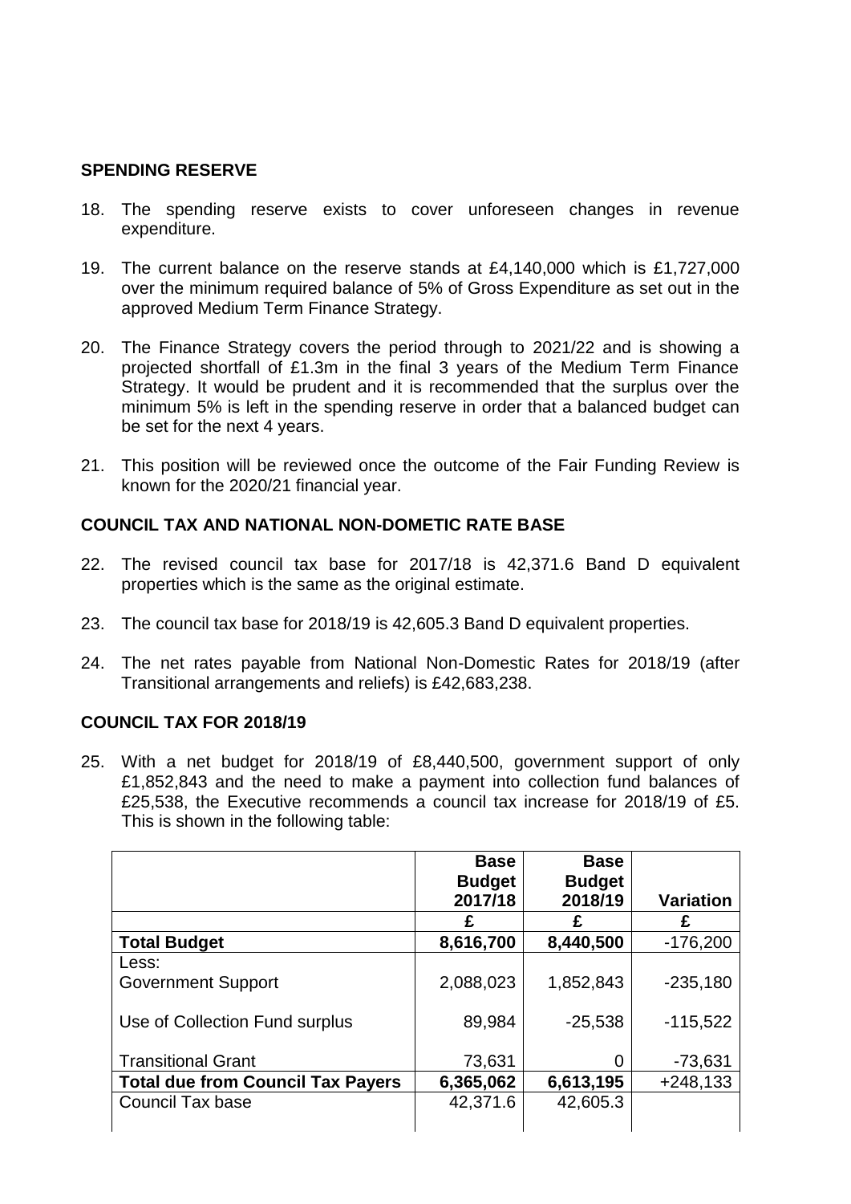## SPENDING RESERVE

18. The spending reserve exists to cover unforeseen changes in revenue expenditure.

19. The current balance on the reserve stands at £4,140,000 which is £1,727,000 over the minimum required balance of 5% of Gross Expenditure as set out in the approved Medium Term Finance Strategy.

20. The Finance Strategy covers the period through to 2021/22 and is showing a projected shortfall of £1.3m in the final 3 years of the Medium Term Finance Strategy. It would be prudent and it is recommended that the surplus over the minimum 5% is left in the spending reserve in order that a balanced budget can be set for the next 4 years.

21. This position will be reviewed once the outcome of the Fair Funding Review is known for the 2020/21 financial year.

## COUNCIL TAX AND NATIONAL NON-DOMETIC RATE BASE

22. The revised council tax base for 2017/18 is 42,371.6 Band D equivalent properties which is the same as the original estimate.

23. The council tax base for 2018/19 is 42,605.3 Band D equivalent properties.

24. The net rates payable from National Non-Domestic Rates for 2018/19 (after Transitional arrangements and reliefs) is £42,683,238.

## COUNCIL TAX FOR 2018/19

25. With a net budget for 2018/19 of £8,440,500, government support of only £1,852,843 and the need to make a payment into collection fund balances of £25,538, the Executive recommends a council tax increase for 2018/19 of £5. This is shown in the following table:

| | Base Budget 2017/18 | Base Budget 2018/19 | Variation |
|---|---|---|---|
| | £ | £ | £ |
| **Total Budget** | **8,616,700** | **8,440,500** | -176,200 |
| Less:<br>Government Support | 2,088,023 | 1,852,843 | -235,180 |
| Use of Collection Fund surplus | 89,984 | -25,538 | -115,522 |
| Transitional Grant | 73,631 | 0 | -73,631 |
| **Total due from Council Tax Payers** | **6,365,062** | **6,613,195** | +248,133 |
| Council Tax base | 42,371.6 | 42,605.3 | |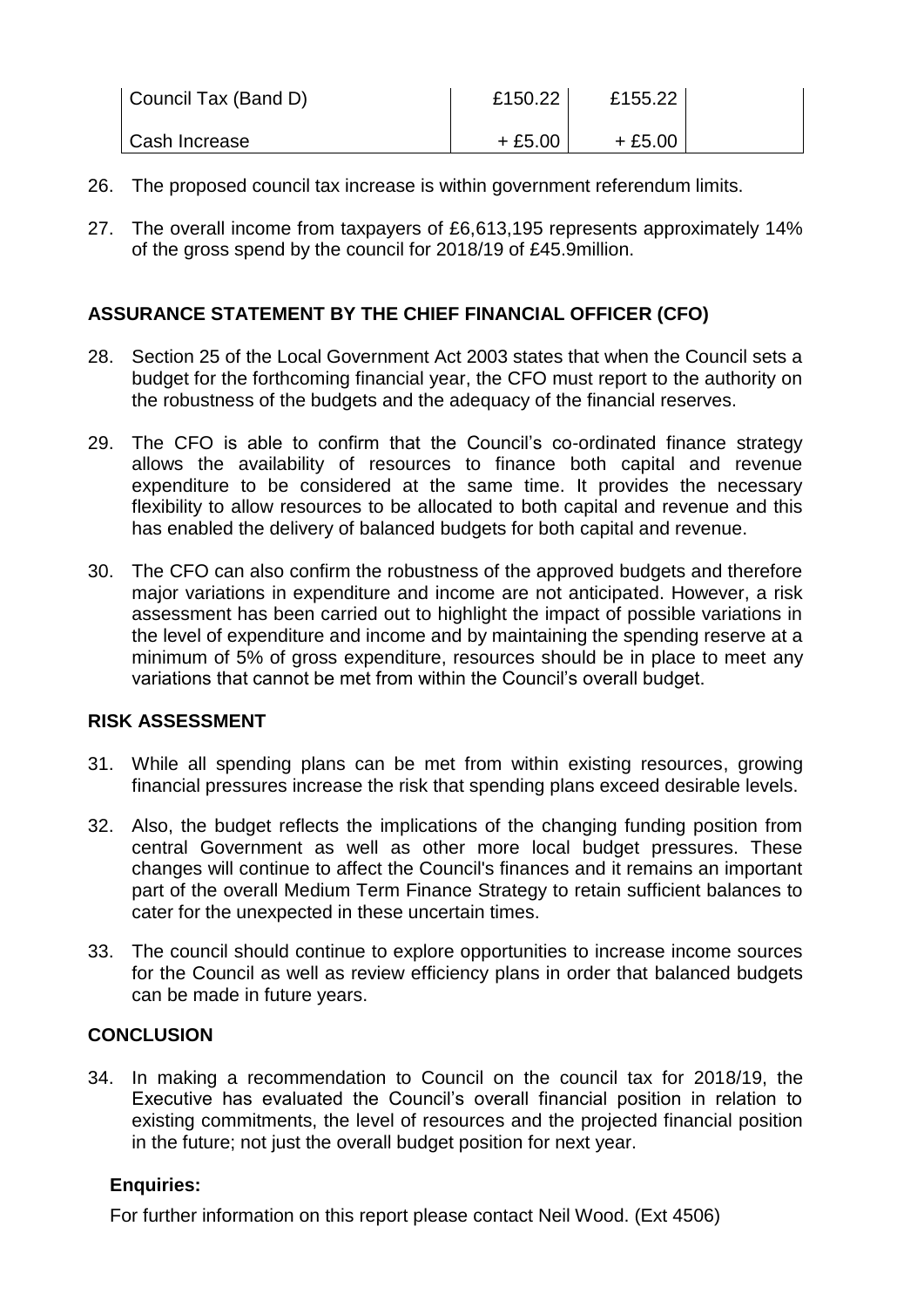| Council Tax (Band D) | £150.22 | £155.22 | |
|---|---|---|---|
| Cash Increase | + £5.00 | + £5.00 | |

26. The proposed council tax increase is within government referendum limits.

27. The overall income from taxpayers of £6,613,195 represents approximately 14% of the gross spend by the council for 2018/19 of £45.9million.

**ASSURANCE STATEMENT BY THE CHIEF FINANCIAL OFFICER (CFO)**

28. Section 25 of the Local Government Act 2003 states that when the Council sets a budget for the forthcoming financial year, the CFO must report to the authority on the robustness of the budgets and the adequacy of the financial reserves.

29. The CFO is able to confirm that the Council's co-ordinated finance strategy allows the availability of resources to finance both capital and revenue expenditure to be considered at the same time. It provides the necessary flexibility to allow resources to be allocated to both capital and revenue and this has enabled the delivery of balanced budgets for both capital and revenue.

30. The CFO can also confirm the robustness of the approved budgets and therefore major variations in expenditure and income are not anticipated. However, a risk assessment has been carried out to highlight the impact of possible variations in the level of expenditure and income and by maintaining the spending reserve at a minimum of 5% of gross expenditure, resources should be in place to meet any variations that cannot be met from within the Council's overall budget.

**RISK ASSESSMENT**

31. While all spending plans can be met from within existing resources, growing financial pressures increase the risk that spending plans exceed desirable levels.

32. Also, the budget reflects the implications of the changing funding position from central Government as well as other more local budget pressures. These changes will continue to affect the Council's finances and it remains an important part of the overall Medium Term Finance Strategy to retain sufficient balances to cater for the unexpected in these uncertain times.

33. The council should continue to explore opportunities to increase income sources for the Council as well as review efficiency plans in order that balanced budgets can be made in future years.

**CONCLUSION**

34. In making a recommendation to Council on the council tax for 2018/19, the Executive has evaluated the Council's overall financial position in relation to existing commitments, the level of resources and the projected financial position in the future; not just the overall budget position for next year.

**Enquiries:**

For further information on this report please contact Neil Wood. (Ext 4506)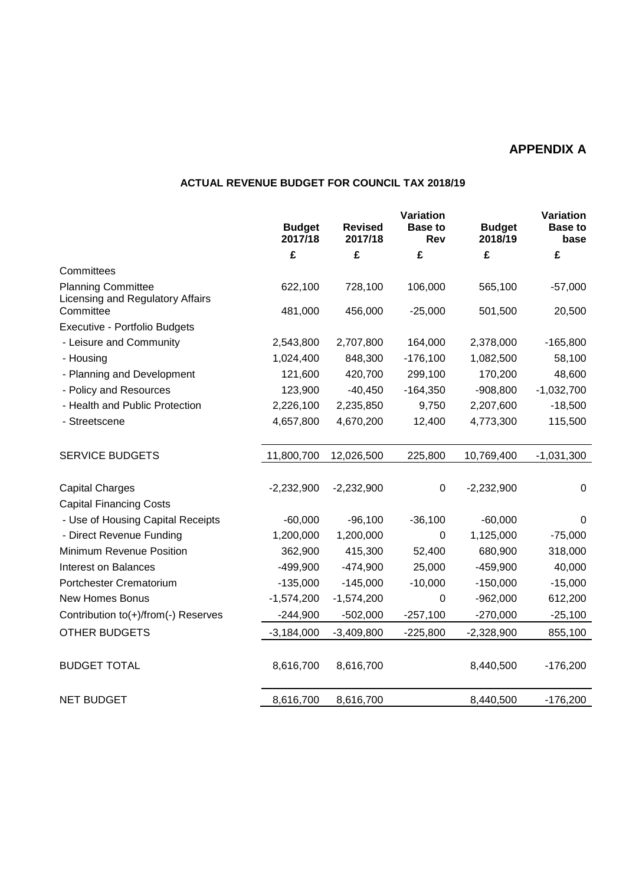# APPENDIX A

## ACTUAL REVENUE BUDGET FOR COUNCIL TAX 2018/19

| | Budget 2017/18 | Revised 2017/18 | Variation Base to Rev | Budget 2018/19 | Variation Base to base |
|---|---|---|---|---|---|
| | £ | £ | £ | £ | £ |
| Committees | | | | | |
| Planning Committee | 622,100 | 728,100 | 106,000 | 565,100 | -57,000 |
| Licensing and Regulatory Affairs Committee | 481,000 | 456,000 | -25,000 | 501,500 | 20,500 |
| Executive - Portfolio Budgets | | | | | |
| - Leisure and Community | 2,543,800 | 2,707,800 | 164,000 | 2,378,000 | -165,800 |
| - Housing | 1,024,400 | 848,300 | -176,100 | 1,082,500 | 58,100 |
| - Planning and Development | 121,600 | 420,700 | 299,100 | 170,200 | 48,600 |
| - Policy and Resources | 123,900 | -40,450 | -164,350 | -908,800 | -1,032,700 |
| - Health and Public Protection | 2,226,100 | 2,235,850 | 9,750 | 2,207,600 | -18,500 |
| - Streetscene | 4,657,800 | 4,670,200 | 12,400 | 4,773,300 | 115,500 |
| SERVICE BUDGETS | 11,800,700 | 12,026,500 | 225,800 | 10,769,400 | -1,031,300 |
| Capital Charges | -2,232,900 | -2,232,900 | 0 | -2,232,900 | 0 |
| Capital Financing Costs | | | | | |
| - Use of Housing Capital Receipts | -60,000 | -96,100 | -36,100 | -60,000 | 0 |
| - Direct Revenue Funding | 1,200,000 | 1,200,000 | 0 | 1,125,000 | -75,000 |
| Minimum Revenue Position | 362,900 | 415,300 | 52,400 | 680,900 | 318,000 |
| Interest on Balances | -499,900 | -474,900 | 25,000 | -459,900 | 40,000 |
| Portchester Crematorium | -135,000 | -145,000 | -10,000 | -150,000 | -15,000 |
| New Homes Bonus | -1,574,200 | -1,574,200 | 0 | -962,000 | 612,200 |
| Contribution to(+)/from(-) Reserves | -244,900 | -502,000 | -257,100 | -270,000 | -25,100 |
| OTHER BUDGETS | -3,184,000 | -3,409,800 | -225,800 | -2,328,900 | 855,100 |
| BUDGET TOTAL | 8,616,700 | 8,616,700 | | 8,440,500 | -176,200 |
| NET BUDGET | 8,616,700 | 8,616,700 | | 8,440,500 | -176,200 |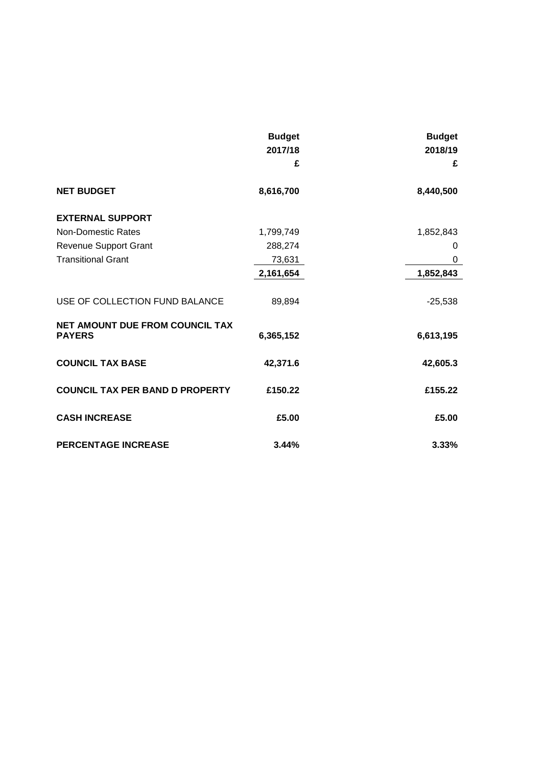| | Budget 2017/18 £ | Budget 2018/19 £ |
|---|---|---|
| **NET BUDGET** | **8,616,700** | **8,440,500** |
| **EXTERNAL SUPPORT** | | |
| Non-Domestic Rates | 1,799,749 | 1,852,843 |
| Revenue Support Grant | 288,274 | 0 |
| Transitional Grant | 73,631 | 0 |
| | **2,161,654** | **1,852,843** |
| USE OF COLLECTION FUND BALANCE | 89,894 | -25,538 |
| **NET AMOUNT DUE FROM COUNCIL TAX PAYERS** | **6,365,152** | **6,613,195** |
| **COUNCIL TAX BASE** | **42,371.6** | **42,605.3** |
| **COUNCIL TAX PER BAND D PROPERTY** | **£150.22** | **£155.22** |
| **CASH INCREASE** | **£5.00** | **£5.00** |
| **PERCENTAGE INCREASE** | **3.44%** | **3.33%** |